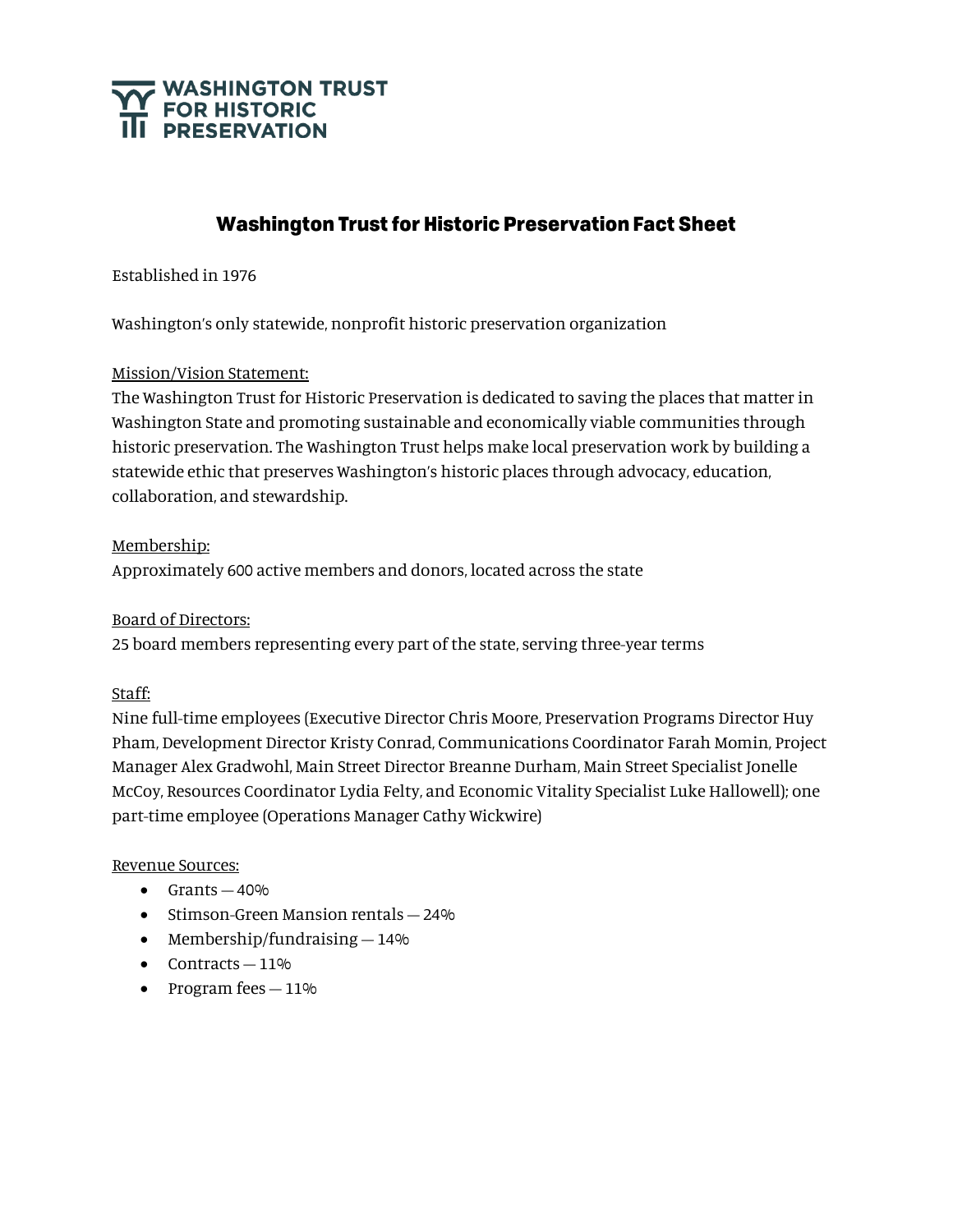WASHINGTON TRUST FOR HISTORIC PRESERVATION

# Washington Trust for Historic Preservation Fact Sheet

Established in 1976

Washington's only statewide, nonprofit historic preservation organization

Mission/Vision Statement:
The Washington Trust for Historic Preservation is dedicated to saving the places that matter in Washington State and promoting sustainable and economically viable communities through historic preservation. The Washington Trust helps make local preservation work by building a statewide ethic that preserves Washington's historic places through advocacy, education, collaboration, and stewardship.

Membership:
Approximately 600 active members and donors, located across the state

Board of Directors:
25 board members representing every part of the state, serving three-year terms

Staff:
Nine full-time employees (Executive Director Chris Moore, Preservation Programs Director Huy Pham, Development Director Kristy Conrad, Communications Coordinator Farah Momin, Project Manager Alex Gradwohl, Main Street Director Breanne Durham, Main Street Specialist Jonelle McCoy, Resources Coordinator Lydia Felty, and Economic Vitality Specialist Luke Hallowell); one part-time employee (Operations Manager Cathy Wickwire)

Revenue Sources:

- Grants — 40%
- Stimson-Green Mansion rentals — 24%
- Membership/fundraising — 14%
- Contracts — 11%
- Program fees — 11%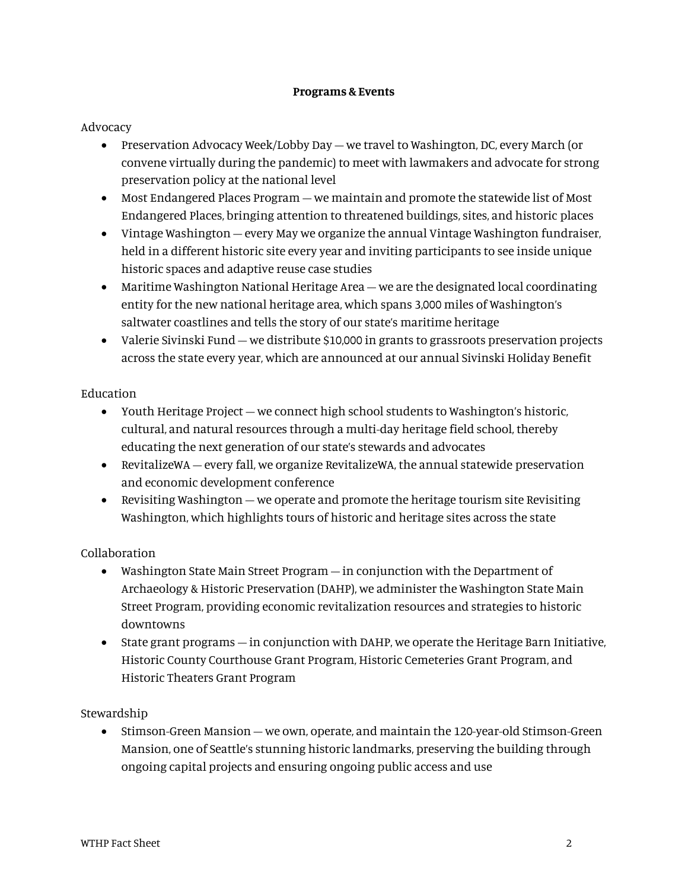## Programs & Events

Advocacy

- Preservation Advocacy Week/Lobby Day — we travel to Washington, DC, every March (or convene virtually during the pandemic) to meet with lawmakers and advocate for strong preservation policy at the national level
- Most Endangered Places Program — we maintain and promote the statewide list of Most Endangered Places, bringing attention to threatened buildings, sites, and historic places
- Vintage Washington — every May we organize the annual Vintage Washington fundraiser, held in a different historic site every year and inviting participants to see inside unique historic spaces and adaptive reuse case studies
- Maritime Washington National Heritage Area — we are the designated local coordinating entity for the new national heritage area, which spans 3,000 miles of Washington's saltwater coastlines and tells the story of our state's maritime heritage
- Valerie Sivinski Fund — we distribute $10,000 in grants to grassroots preservation projects across the state every year, which are announced at our annual Sivinski Holiday Benefit

Education

- Youth Heritage Project — we connect high school students to Washington's historic, cultural, and natural resources through a multi-day heritage field school, thereby educating the next generation of our state's stewards and advocates
- RevitalizeWA — every fall, we organize RevitalizeWA, the annual statewide preservation and economic development conference
- Revisiting Washington — we operate and promote the heritage tourism site Revisiting Washington, which highlights tours of historic and heritage sites across the state

Collaboration

- Washington State Main Street Program — in conjunction with the Department of Archaeology & Historic Preservation (DAHP), we administer the Washington State Main Street Program, providing economic revitalization resources and strategies to historic downtowns
- State grant programs — in conjunction with DAHP, we operate the Heritage Barn Initiative, Historic County Courthouse Grant Program, Historic Cemeteries Grant Program, and Historic Theaters Grant Program

Stewardship

- Stimson-Green Mansion — we own, operate, and maintain the 120-year-old Stimson-Green Mansion, one of Seattle's stunning historic landmarks, preserving the building through ongoing capital projects and ensuring ongoing public access and use